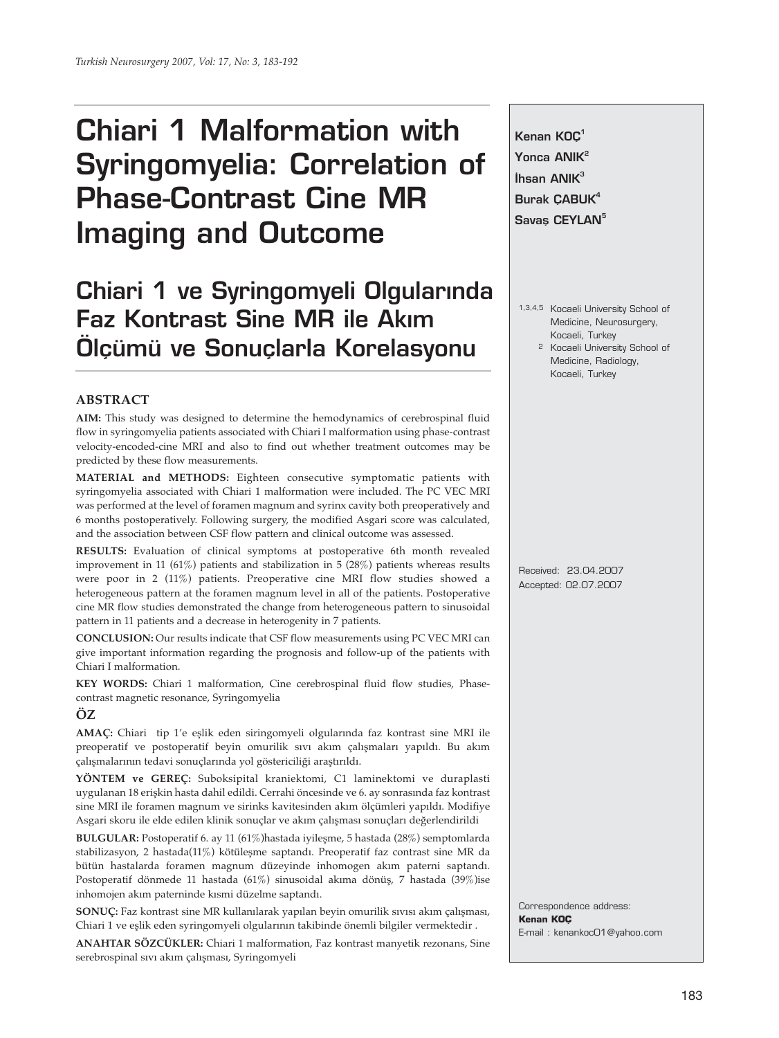# Chiari 1 Malformation with Syringomyelia: Correlation of Phase-Contrast Cine MR Imaging and Outcome

# Chiari 1 ve Syringomyeli Olgularında Faz Kontrast Sine MR ile Akım Ölçümü ve Sonuçlarla Korelasyonu

**Kenan KOÇ**[1]
**Yonca ANIK**[2]
**İhsan ANIK**[3]
**Burak ÇABUK**[4]
**Savaş CEYLAN**[5]

[1,3,4,5] Kocaeli University School of Medicine, Neurosurgery, Kocaeli, Turkey

[2] Kocaeli University School of Medicine, Radiology, Kocaeli, Turkey

Received: 23.04.2007
Accepted: 02.07.2007

Correspondence address:
**Kenan KOÇ**
E-mail : kenankoc01@yahoo.com

## ABSTRACT

**AIM:** This study was designed to determine the hemodynamics of cerebrospinal fluid flow in syringomyelia patients associated with Chiari I malformation using phase-contrast velocity-encoded-cine MRI and also to find out whether treatment outcomes may be predicted by these flow measurements.

**MATERIAL and METHODS:** Eighteen consecutive symptomatic patients with syringomyelia associated with Chiari 1 malformation were included. The PC VEC MRI was performed at the level of foramen magnum and syrinx cavity both preoperatively and 6 months postoperatively. Following surgery, the modified Asgari score was calculated, and the association between CSF flow pattern and clinical outcome was assessed.

**RESULTS:** Evaluation of clinical symptoms at postoperative 6th month revealed improvement in 11 (61%) patients and stabilization in 5 (28%) patients whereas results were poor in 2 (11%) patients. Preoperative cine MRI flow studies showed a heterogeneous pattern at the foramen magnum level in all of the patients. Postoperative cine MR flow studies demonstrated the change from heterogeneous pattern to sinusoidal pattern in 11 patients and a decrease in heterogenity in 7 patients.

**CONCLUSION:** Our results indicate that CSF flow measurements using PC VEC MRI can give important information regarding the prognosis and follow-up of the patients with Chiari I malformation.

**KEY WORDS:** Chiari 1 malformation, Cine cerebrospinal fluid flow studies, Phase-contrast magnetic resonance, Syringomyelia

## ÖZ

**AMAÇ:** Chiari tip 1'e eşlik eden siringomyeli olgularında faz kontrast sine MRI ile preoperatif ve postoperatif beyin omurilik sıvı akım çalışmaları yapıldı. Bu akım çalışmalarının tedavi sonuçlarında yol göstericiliği araştırıldı.

**YÖNTEM ve GEREÇ:** Suboksipital kraniektomi, C1 laminektomi ve duraplasti uygulanan 18 erişkin hasta dahil edildi. Cerrahi öncesinde ve 6. ay sonrasında faz kontrast sine MRI ile foramen magnum ve sirinks kavitesinden akım ölçümleri yapıldı. Modifiye Asgari skoru ile elde edilen klinik sonuçlar ve akım çalışması sonuçları değerlendirildi

**BULGULAR:** Postoperatif 6. ay 11 (61%)hastada iyileşme, 5 hastada (28%) semptomlarda stabilizasyon, 2 hastada(11%) kötüleşme saptandı. Preoperatif faz contrast sine MR da bütün hastalarda foramen magnum düzeyinde inhomogen akım paterni saptandı. Postoperatif dönmede 11 hastada (61%) sinusoidal akıma dönüş, 7 hastada (39%)ise inhomojen akım paterninde kısmi düzelme saptandı.

**SONUÇ:** Faz kontrast sine MR kullanılarak yapılan beyin omurilik sıvısı akım çalışması, Chiari 1 ve eşlik eden syringomyeli olgularının takibinde önemli bilgiler vermektedir .

**ANAHTAR SÖZCÜKLER:** Chiari 1 malformation, Faz kontrast manyetik rezonans, Sine serebrospinal sıvı akım çalışması, Syringomyeli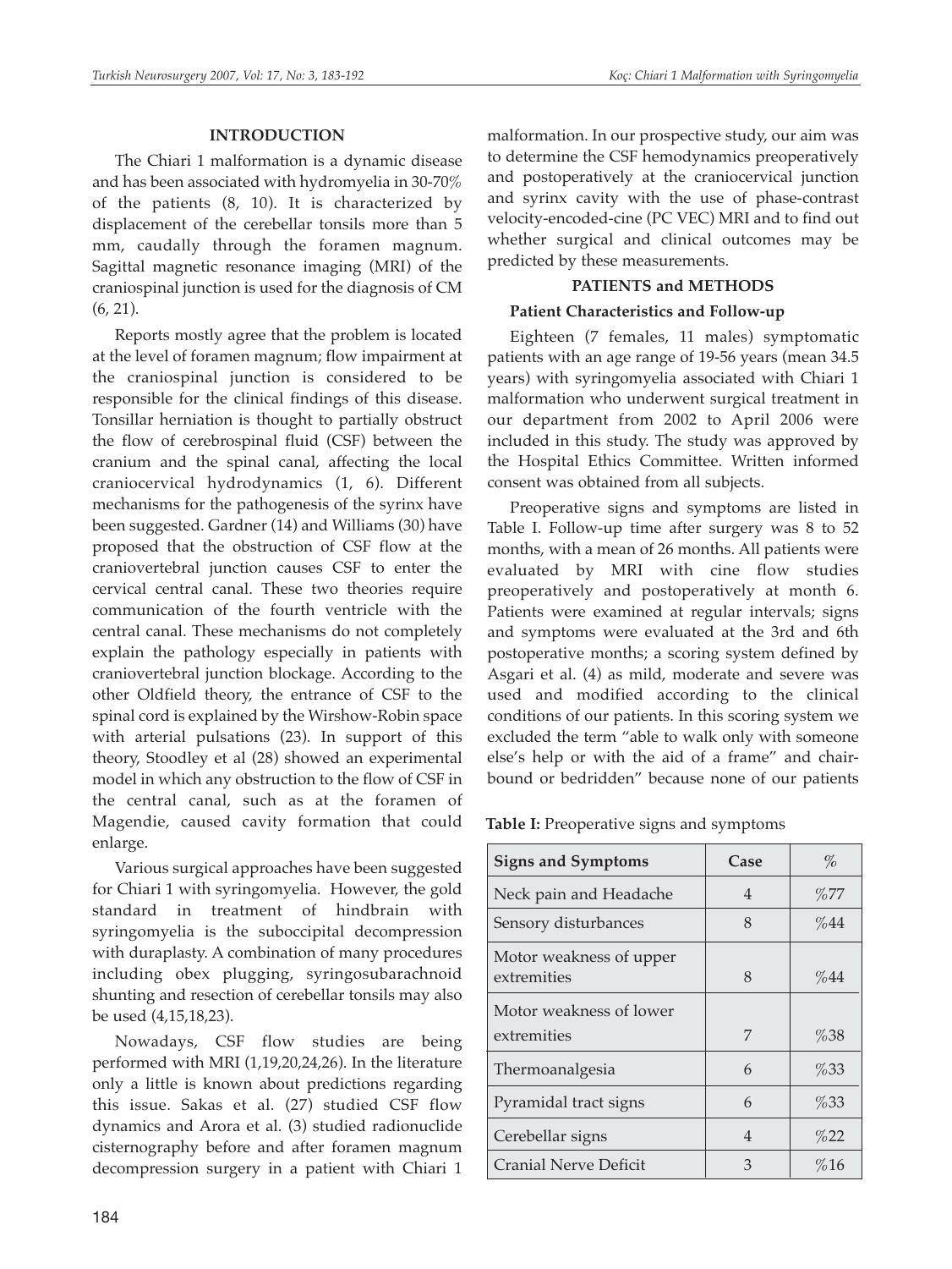## INTRODUCTION

The Chiari 1 malformation is a dynamic disease and has been associated with hydromyelia in 30-70% of the patients (8, 10). It is characterized by displacement of the cerebellar tonsils more than 5 mm, caudally through the foramen magnum. Sagittal magnetic resonance imaging (MRI) of the craniospinal junction is used for the diagnosis of CM (6, 21).

Reports mostly agree that the problem is located at the level of foramen magnum; flow impairment at the craniospinal junction is considered to be responsible for the clinical findings of this disease. Tonsillar herniation is thought to partially obstruct the flow of cerebrospinal fluid (CSF) between the cranium and the spinal canal, affecting the local craniocervical hydrodynamics (1, 6). Different mechanisms for the pathogenesis of the syrinx have been suggested. Gardner (14) and Williams (30) have proposed that the obstruction of CSF flow at the craniovertebral junction causes CSF to enter the cervical central canal. These two theories require communication of the fourth ventricle with the central canal. These mechanisms do not completely explain the pathology especially in patients with craniovertebral junction blockage. According to the other Oldfield theory, the entrance of CSF to the spinal cord is explained by the Wirshow-Robin space with arterial pulsations (23). In support of this theory, Stoodley et al (28) showed an experimental model in which any obstruction to the flow of CSF in the central canal, such as at the foramen of Magendie, caused cavity formation that could enlarge.

Various surgical approaches have been suggested for Chiari 1 with syringomyelia. However, the gold standard in treatment of hindbrain with syringomyelia is the suboccipital decompression with duraplasty. A combination of many procedures including obex plugging, syringosubarachnoid shunting and resection of cerebellar tonsils may also be used (4,15,18,23).

Nowadays, CSF flow studies are being performed with MRI (1,19,20,24,26). In the literature only a little is known about predictions regarding this issue. Sakas et al. (27) studied CSF flow dynamics and Arora et al. (3) studied radionuclide cisternography before and after foramen magnum decompression surgery in a patient with Chiari 1 malformation. In our prospective study, our aim was to determine the CSF hemodynamics preoperatively and postoperatively at the craniocervical junction and syrinx cavity with the use of phase-contrast velocity-encoded-cine (PC VEC) MRI and to find out whether surgical and clinical outcomes may be predicted by these measurements.

## PATIENTS and METHODS

### Patient Characteristics and Follow-up

Eighteen (7 females, 11 males) symptomatic patients with an age range of 19-56 years (mean 34.5 years) with syringomyelia associated with Chiari 1 malformation who underwent surgical treatment in our department from 2002 to April 2006 were included in this study. The study was approved by the Hospital Ethics Committee. Written informed consent was obtained from all subjects.

Preoperative signs and symptoms are listed in Table I. Follow-up time after surgery was 8 to 52 months, with a mean of 26 months. All patients were evaluated by MRI with cine flow studies preoperatively and postoperatively at month 6. Patients were examined at regular intervals; signs and symptoms were evaluated at the 3rd and 6th postoperative months; a scoring system defined by Asgari et al. (4) as mild, moderate and severe was used and modified according to the clinical conditions of our patients. In this scoring system we excluded the term "able to walk only with someone else's help or with the aid of a frame" and chair-bound or bedridden" because none of our patients

**Table I:** Preoperative signs and symptoms

| Signs and Symptoms | Case | % |
|---|---|---|
| Neck pain and Headache | 4 | %77 |
| Sensory disturbances | 8 | %44 |
| Motor weakness of upper extremities | 8 | %44 |
| Motor weakness of lower extremities | 7 | %38 |
| Thermoanalgesia | 6 | %33 |
| Pyramidal tract signs | 6 | %33 |
| Cerebellar signs | 4 | %22 |
| Cranial Nerve Deficit | 3 | %16 |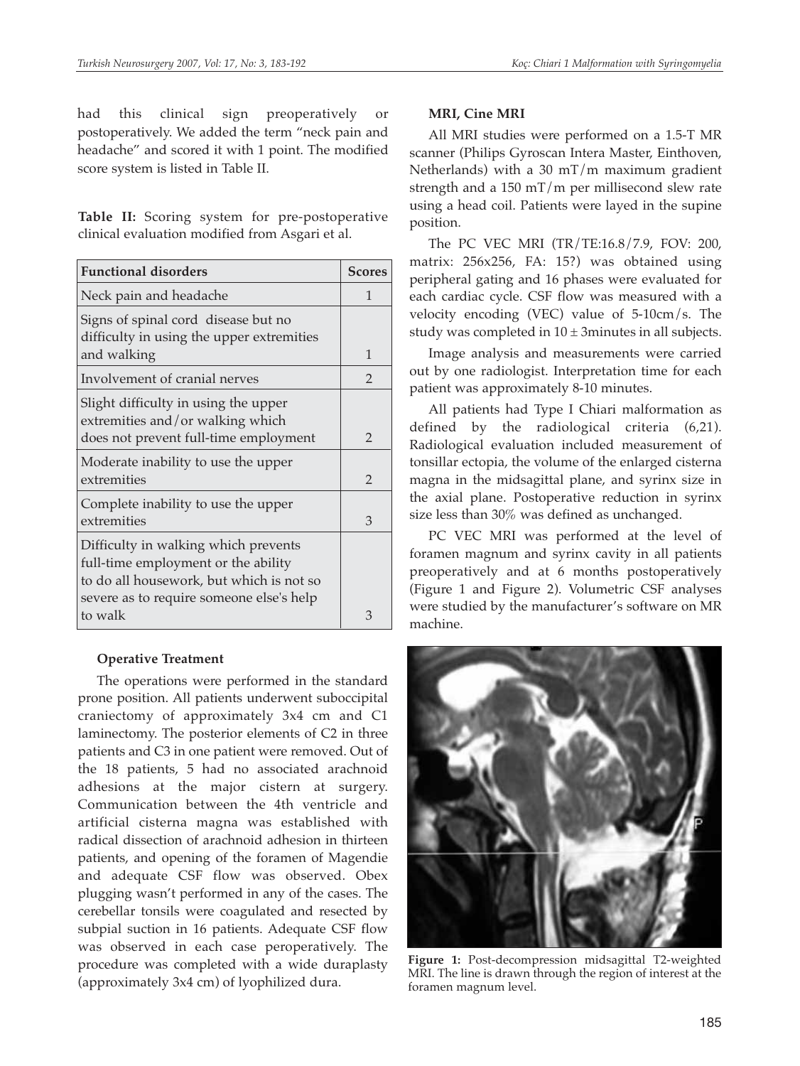had this clinical sign preoperatively or postoperatively. We added the term "neck pain and headache" and scored it with 1 point. The modified score system is listed in Table II.

**Table II:** Scoring system for pre-postoperative clinical evaluation modified from Asgari et al.

| Functional disorders | Scores |
|---|---|
| Neck pain and headache | 1 |
| Signs of spinal cord disease but no difficulty in using the upper extremities and walking | 1 |
| Involvement of cranial nerves | 2 |
| Slight difficulty in using the upper extremities and/or walking which does not prevent full-time employment | 2 |
| Moderate inability to use the upper extremities | 2 |
| Complete inability to use the upper extremities | 3 |
| Difficulty in walking which prevents full-time employment or the ability to do all housework, but which is not so severe as to require someone else's help to walk | 3 |

**Operative Treatment**

The operations were performed in the standard prone position. All patients underwent suboccipital craniectomy of approximately 3x4 cm and C1 laminectomy. The posterior elements of C2 in three patients and C3 in one patient were removed. Out of the 18 patients, 5 had no associated arachnoid adhesions at the major cistern at surgery. Communication between the 4th ventricle and artificial cisterna magna was established with radical dissection of arachnoid adhesion in thirteen patients, and opening of the foramen of Magendie and adequate CSF flow was observed. Obex plugging wasn't performed in any of the cases. The cerebellar tonsils were coagulated and resected by subpial suction in 16 patients. Adequate CSF flow was observed in each case peroperatively. The procedure was completed with a wide duraplasty (approximately 3x4 cm) of lyophilized dura.

**MRI, Cine MRI**

All MRI studies were performed on a 1.5-T MR scanner (Philips Gyroscan Intera Master, Einthoven, Netherlands) with a 30 mT/m maximum gradient strength and a 150 mT/m per millisecond slew rate using a head coil. Patients were layed in the supine position.

The PC VEC MRI (TR/TE:16.8/7.9, FOV: 200, matrix: 256x256, FA: 15?) was obtained using peripheral gating and 16 phases were evaluated for each cardiac cycle. CSF flow was measured with a velocity encoding (VEC) value of 5-10cm/s. The study was completed in $10 \pm 3$minutes in all subjects.

Image analysis and measurements were carried out by one radiologist. Interpretation time for each patient was approximately 8-10 minutes.

All patients had Type I Chiari malformation as defined by the radiological criteria (6,21). Radiological evaluation included measurement of tonsillar ectopia, the volume of the enlarged cisterna magna in the midsagittal plane, and syrinx size in the axial plane. Postoperative reduction in syrinx size less than 30% was defined as unchanged.

PC VEC MRI was performed at the level of foramen magnum and syrinx cavity in all patients preoperatively and at 6 months postoperatively (Figure 1 and Figure 2). Volumetric CSF analyses were studied by the manufacturer's software on MR machine.

**Figure 1:** Post-decompression midsagittal T2-weighted MRI. The line is drawn through the region of interest at the foramen magnum level.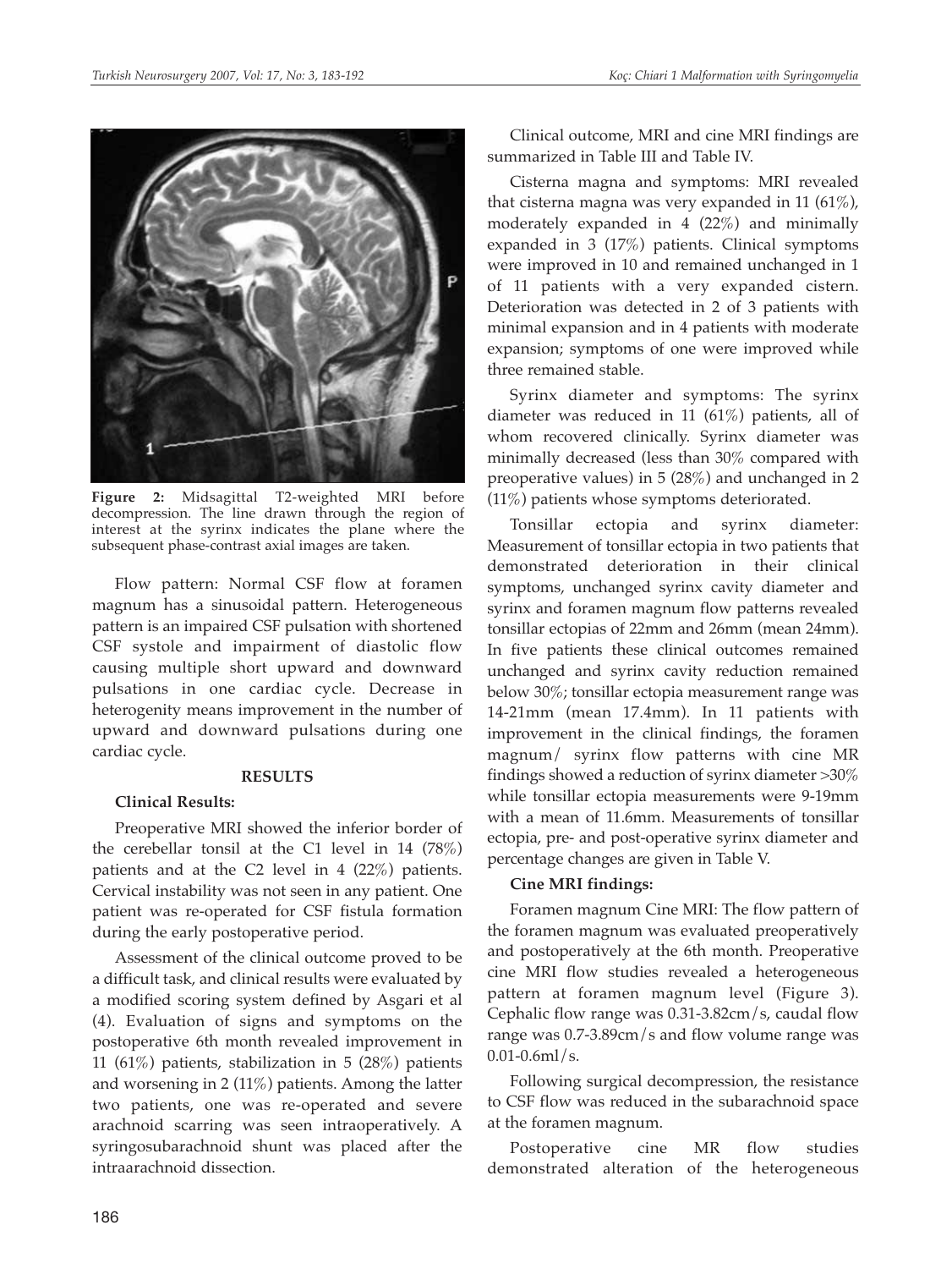Figure 2: Midsagittal T2-weighted MRI before decompression. The line drawn through the region of interest at the syrinx indicates the plane where the subsequent phase-contrast axial images are taken.

Flow pattern: Normal CSF flow at foramen magnum has a sinusoidal pattern. Heterogeneous pattern is an impaired CSF pulsation with shortened CSF systole and impairment of diastolic flow causing multiple short upward and downward pulsations in one cardiac cycle. Decrease in heterogenity means improvement in the number of upward and downward pulsations during one cardiac cycle.

## RESULTS

### Clinical Results:

Preoperative MRI showed the inferior border of the cerebellar tonsil at the C1 level in 14 (78%) patients and at the C2 level in 4 (22%) patients. Cervical instability was not seen in any patient. One patient was re-operated for CSF fistula formation during the early postoperative period.

Assessment of the clinical outcome proved to be a difficult task, and clinical results were evaluated by a modified scoring system defined by Asgari et al (4). Evaluation of signs and symptoms on the postoperative 6th month revealed improvement in 11 (61%) patients, stabilization in 5 (28%) patients and worsening in 2 (11%) patients. Among the latter two patients, one was re-operated and severe arachnoid scarring was seen intraoperatively. A syringosubarachnoid shunt was placed after the intraarachnoid dissection.

Clinical outcome, MRI and cine MRI findings are summarized in Table III and Table IV.

Cisterna magna and symptoms: MRI revealed that cisterna magna was very expanded in 11 (61%), moderately expanded in 4 (22%) and minimally expanded in 3 (17%) patients. Clinical symptoms were improved in 10 and remained unchanged in 1 of 11 patients with a very expanded cistern. Deterioration was detected in 2 of 3 patients with minimal expansion and in 4 patients with moderate expansion; symptoms of one were improved while three remained stable.

Syrinx diameter and symptoms: The syrinx diameter was reduced in 11 (61%) patients, all of whom recovered clinically. Syrinx diameter was minimally decreased (less than 30% compared with preoperative values) in 5 (28%) and unchanged in 2 (11%) patients whose symptoms deteriorated.

Tonsillar ectopia and syrinx diameter: Measurement of tonsillar ectopia in two patients that demonstrated deterioration in their clinical symptoms, unchanged syrinx cavity diameter and syrinx and foramen magnum flow patterns revealed tonsillar ectopias of 22mm and 26mm (mean 24mm). In five patients these clinical outcomes remained unchanged and syrinx cavity reduction remained below 30%; tonsillar ectopia measurement range was 14-21mm (mean 17.4mm). In 11 patients with improvement in the clinical findings, the foramen magnum/ syrinx flow patterns with cine MR findings showed a reduction of syrinx diameter >30% while tonsillar ectopia measurements were 9-19mm with a mean of 11.6mm. Measurements of tonsillar ectopia, pre- and post-operative syrinx diameter and percentage changes are given in Table V.

### Cine MRI findings:

Foramen magnum Cine MRI: The flow pattern of the foramen magnum was evaluated preoperatively and postoperatively at the 6th month. Preoperative cine MRI flow studies revealed a heterogeneous pattern at foramen magnum level (Figure 3). Cephalic flow range was 0.31-3.82cm/s, caudal flow range was 0.7-3.89cm/s and flow volume range was 0.01-0.6ml/s.

Following surgical decompression, the resistance to CSF flow was reduced in the subarachnoid space at the foramen magnum.

Postoperative cine MR flow studies demonstrated alteration of the heterogeneous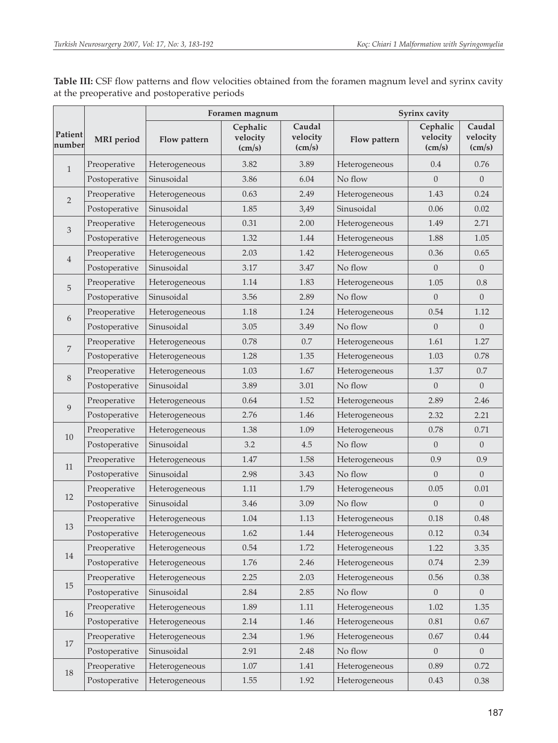**Table III:** CSF flow patterns and flow velocities obtained from the foramen magnum level and syrinx cavity at the preoperative and postoperative periods

| Patient number | MRI period | Foramen magnum | | | Syrinx cavity | | |
|---|---|---|---|---|---|---|---|
| | | Flow pattern | Cephalic velocity (cm/s) | Caudal velocity (cm/s) | Flow pattern | Cephalic velocity (cm/s) | Caudal velocity (cm/s) |
| 1 | Preoperative | Heterogeneous | 3.82 | 3.89 | Heterogeneous | 0.4 | 0.76 |
| | Postoperative | Sinusoidal | 3.86 | 6.04 | No flow | 0 | 0 |
| 2 | Preoperative | Heterogeneous | 0.63 | 2.49 | Heterogeneous | 1.43 | 0.24 |
| | Postoperative | Sinusoidal | 1.85 | 3,49 | Sinusoidal | 0.06 | 0.02 |
| 3 | Preoperative | Heterogeneous | 0.31 | 2.00 | Heterogeneous | 1.49 | 2.71 |
| | Postoperative | Heterogeneous | 1.32 | 1.44 | Heterogeneous | 1.88 | 1.05 |
| 4 | Preoperative | Heterogeneous | 2.03 | 1.42 | Heterogeneous | 0.36 | 0.65 |
| | Postoperative | Sinusoidal | 3.17 | 3.47 | No flow | 0 | 0 |
| 5 | Preoperative | Heterogeneous | 1.14 | 1.83 | Heterogeneous | 1.05 | 0.8 |
| | Postoperative | Sinusoidal | 3.56 | 2.89 | No flow | 0 | 0 |
| 6 | Preoperative | Heterogeneous | 1.18 | 1.24 | Heterogeneous | 0.54 | 1.12 |
| | Postoperative | Sinusoidal | 3.05 | 3.49 | No flow | 0 | 0 |
| 7 | Preoperative | Heterogeneous | 0.78 | 0.7 | Heterogeneous | 1.61 | 1.27 |
| | Postoperative | Heterogeneous | 1.28 | 1.35 | Heterogeneous | 1.03 | 0.78 |
| 8 | Preoperative | Heterogeneous | 1.03 | 1.67 | Heterogeneous | 1.37 | 0.7 |
| | Postoperative | Sinusoidal | 3.89 | 3.01 | No flow | 0 | 0 |
| 9 | Preoperative | Heterogeneous | 0.64 | 1.52 | Heterogeneous | 2.89 | 2.46 |
| | Postoperative | Heterogeneous | 2.76 | 1.46 | Heterogeneous | 2.32 | 2.21 |
| 10 | Preoperative | Heterogeneous | 1.38 | 1.09 | Heterogeneous | 0.78 | 0.71 |
| | Postoperative | Sinusoidal | 3.2 | 4.5 | No flow | 0 | 0 |
| 11 | Preoperative | Heterogeneous | 1.47 | 1.58 | Heterogeneous | 0.9 | 0.9 |
| | Postoperative | Sinusoidal | 2.98 | 3.43 | No flow | 0 | 0 |
| 12 | Preoperative | Heterogeneous | 1.11 | 1.79 | Heterogeneous | 0.05 | 0.01 |
| | Postoperative | Sinusoidal | 3.46 | 3.09 | No flow | 0 | 0 |
| 13 | Preoperative | Heterogeneous | 1.04 | 1.13 | Heterogeneous | 0.18 | 0.48 |
| | Postoperative | Heterogeneous | 1.62 | 1.44 | Heterogeneous | 0.12 | 0.34 |
| 14 | Preoperative | Heterogeneous | 0.54 | 1.72 | Heterogeneous | 1.22 | 3.35 |
| | Postoperative | Heterogeneous | 1.76 | 2.46 | Heterogeneous | 0.74 | 2.39 |
| 15 | Preoperative | Heterogeneous | 2.25 | 2.03 | Heterogeneous | 0.56 | 0.38 |
| | Postoperative | Sinusoidal | 2.84 | 2.85 | No flow | 0 | 0 |
| 16 | Preoperative | Heterogeneous | 1.89 | 1.11 | Heterogeneous | 1.02 | 1.35 |
| | Postoperative | Heterogeneous | 2.14 | 1.46 | Heterogeneous | 0.81 | 0.67 |
| 17 | Preoperative | Heterogeneous | 2.34 | 1.96 | Heterogeneous | 0.67 | 0.44 |
| | Postoperative | Sinusoidal | 2.91 | 2.48 | No flow | 0 | 0 |
| 18 | Preoperative | Heterogeneous | 1.07 | 1.41 | Heterogeneous | 0.89 | 0.72 |
| | Postoperative | Heterogeneous | 1.55 | 1.92 | Heterogeneous | 0.43 | 0.38 |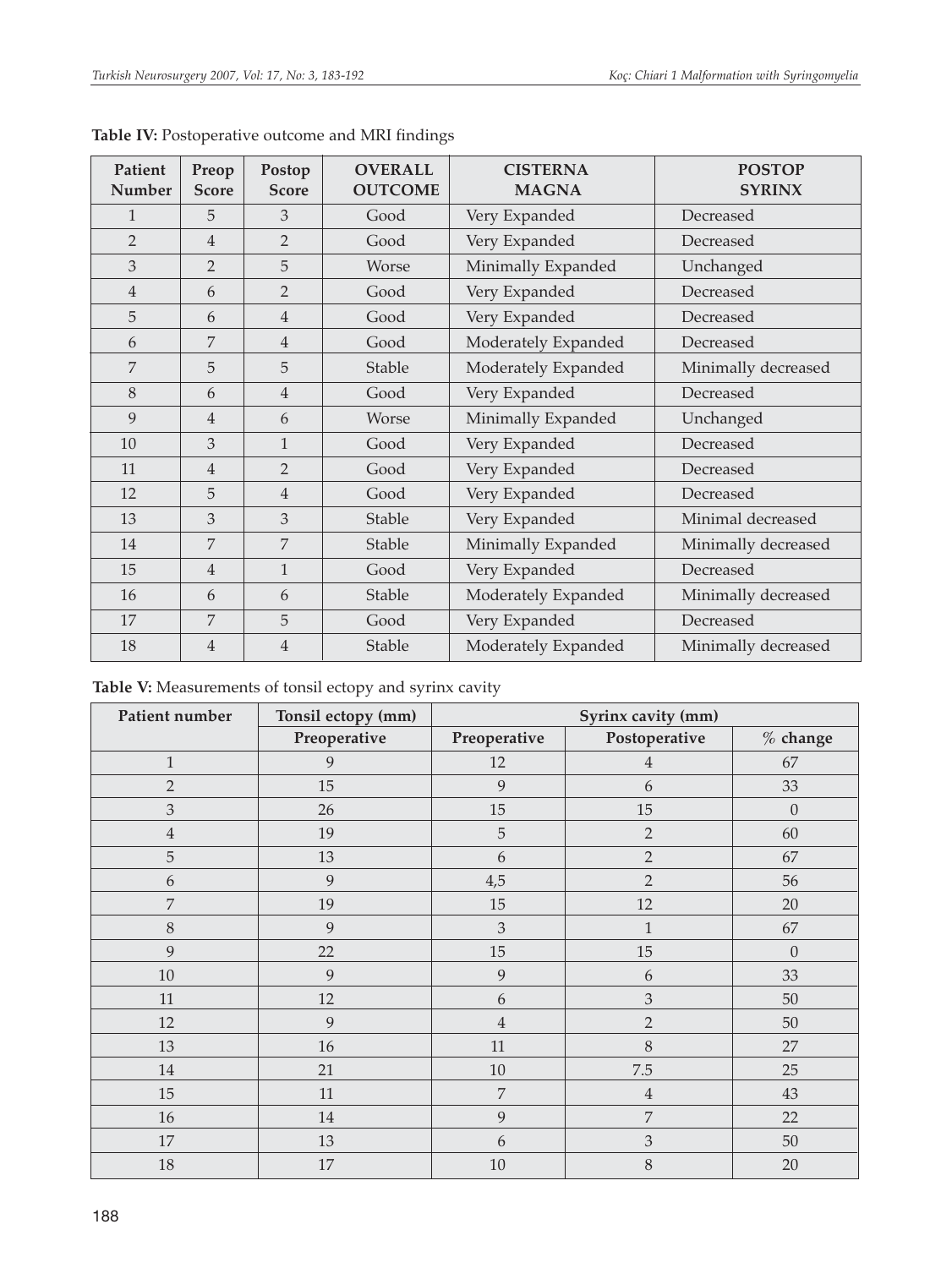**Table IV:** Postoperative outcome and MRI findings

| Patient Number | Preop Score | Postop Score | OVERALL OUTCOME | CISTERNA MAGNA | POSTOP SYRINX |
|---|---|---|---|---|---|
| 1 | 5 | 3 | Good | Very Expanded | Decreased |
| 2 | 4 | 2 | Good | Very Expanded | Decreased |
| 3 | 2 | 5 | Worse | Minimally Expanded | Unchanged |
| 4 | 6 | 2 | Good | Very Expanded | Decreased |
| 5 | 6 | 4 | Good | Very Expanded | Decreased |
| 6 | 7 | 4 | Good | Moderately Expanded | Decreased |
| 7 | 5 | 5 | Stable | Moderately Expanded | Minimally decreased |
| 8 | 6 | 4 | Good | Very Expanded | Decreased |
| 9 | 4 | 6 | Worse | Minimally Expanded | Unchanged |
| 10 | 3 | 1 | Good | Very Expanded | Decreased |
| 11 | 4 | 2 | Good | Very Expanded | Decreased |
| 12 | 5 | 4 | Good | Very Expanded | Decreased |
| 13 | 3 | 3 | Stable | Very Expanded | Minimal decreased |
| 14 | 7 | 7 | Stable | Minimally Expanded | Minimally decreased |
| 15 | 4 | 1 | Good | Very Expanded | Decreased |
| 16 | 6 | 6 | Stable | Moderately Expanded | Minimally decreased |
| 17 | 7 | 5 | Good | Very Expanded | Decreased |
| 18 | 4 | 4 | Stable | Moderately Expanded | Minimally decreased |

**Table V:** Measurements of tonsil ectopy and syrinx cavity

| Patient number | Tonsil ectopy (mm) | Syrinx cavity (mm) | | |
|---|---|---|---|---|
| | Preoperative | Preoperative | Postoperative | % change |
| 1 | 9 | 12 | 4 | 67 |
| 2 | 15 | 9 | 6 | 33 |
| 3 | 26 | 15 | 15 | 0 |
| 4 | 19 | 5 | 2 | 60 |
| 5 | 13 | 6 | 2 | 67 |
| 6 | 9 | 4,5 | 2 | 56 |
| 7 | 19 | 15 | 12 | 20 |
| 8 | 9 | 3 | 1 | 67 |
| 9 | 22 | 15 | 15 | 0 |
| 10 | 9 | 9 | 6 | 33 |
| 11 | 12 | 6 | 3 | 50 |
| 12 | 9 | 4 | 2 | 50 |
| 13 | 16 | 11 | 8 | 27 |
| 14 | 21 | 10 | 7.5 | 25 |
| 15 | 11 | 7 | 4 | 43 |
| 16 | 14 | 9 | 7 | 22 |
| 17 | 13 | 6 | 3 | 50 |
| 18 | 17 | 10 | 8 | 20 |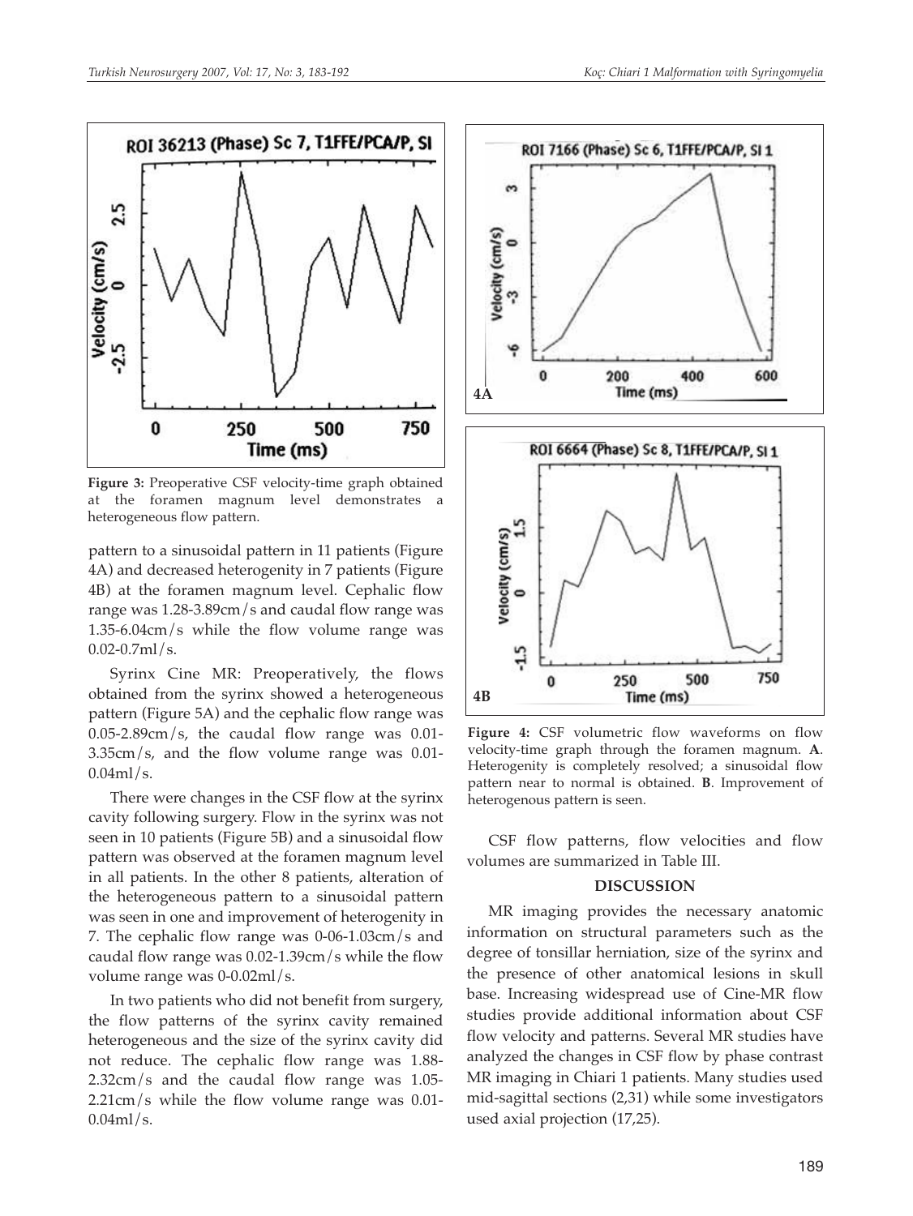**Figure 3:** Preoperative CSF velocity-time graph obtained at the foramen magnum level demonstrates a heterogeneous flow pattern.

pattern to a sinusoidal pattern in 11 patients (Figure 4A) and decreased heterogenity in 7 patients (Figure 4B) at the foramen magnum level. Cephalic flow range was 1.28-3.89cm/s and caudal flow range was 1.35-6.04cm/s while the flow volume range was 0.02-0.7ml/s.

Syrinx Cine MR: Preoperatively, the flows obtained from the syrinx showed a heterogeneous pattern (Figure 5A) and the cephalic flow range was 0.05-2.89cm/s, the caudal flow range was 0.01-3.35cm/s, and the flow volume range was 0.01-0.04ml/s.

There were changes in the CSF flow at the syrinx cavity following surgery. Flow in the syrinx was not seen in 10 patients (Figure 5B) and a sinusoidal flow pattern was observed at the foramen magnum level in all patients. In the other 8 patients, alteration of the heterogeneous pattern to a sinusoidal pattern was seen in one and improvement of heterogenity in 7. The cephalic flow range was 0-06-1.03cm/s and caudal flow range was 0.02-1.39cm/s while the flow volume range was 0-0.02ml/s.

In two patients who did not benefit from surgery, the flow patterns of the syrinx cavity remained heterogeneous and the size of the syrinx cavity did not reduce. The cephalic flow range was 1.88-2.32cm/s and the caudal flow range was 1.05-2.21cm/s while the flow volume range was 0.01-0.04ml/s.

**Figure 4:** CSF volumetric flow waveforms on flow velocity-time graph through the foramen magnum. **A**. Heterogenity is completely resolved; a sinusoidal flow pattern near to normal is obtained. **B**. Improvement of heterogenous pattern is seen.

CSF flow patterns, flow velocities and flow volumes are summarized in Table III.

## DISCUSSION

MR imaging provides the necessary anatomic information on structural parameters such as the degree of tonsillar herniation, size of the syrinx and the presence of other anatomical lesions in skull base. Increasing widespread use of Cine-MR flow studies provide additional information about CSF flow velocity and patterns. Several MR studies have analyzed the changes in CSF flow by phase contrast MR imaging in Chiari 1 patients. Many studies used mid-sagittal sections (2,31) while some investigators used axial projection (17,25).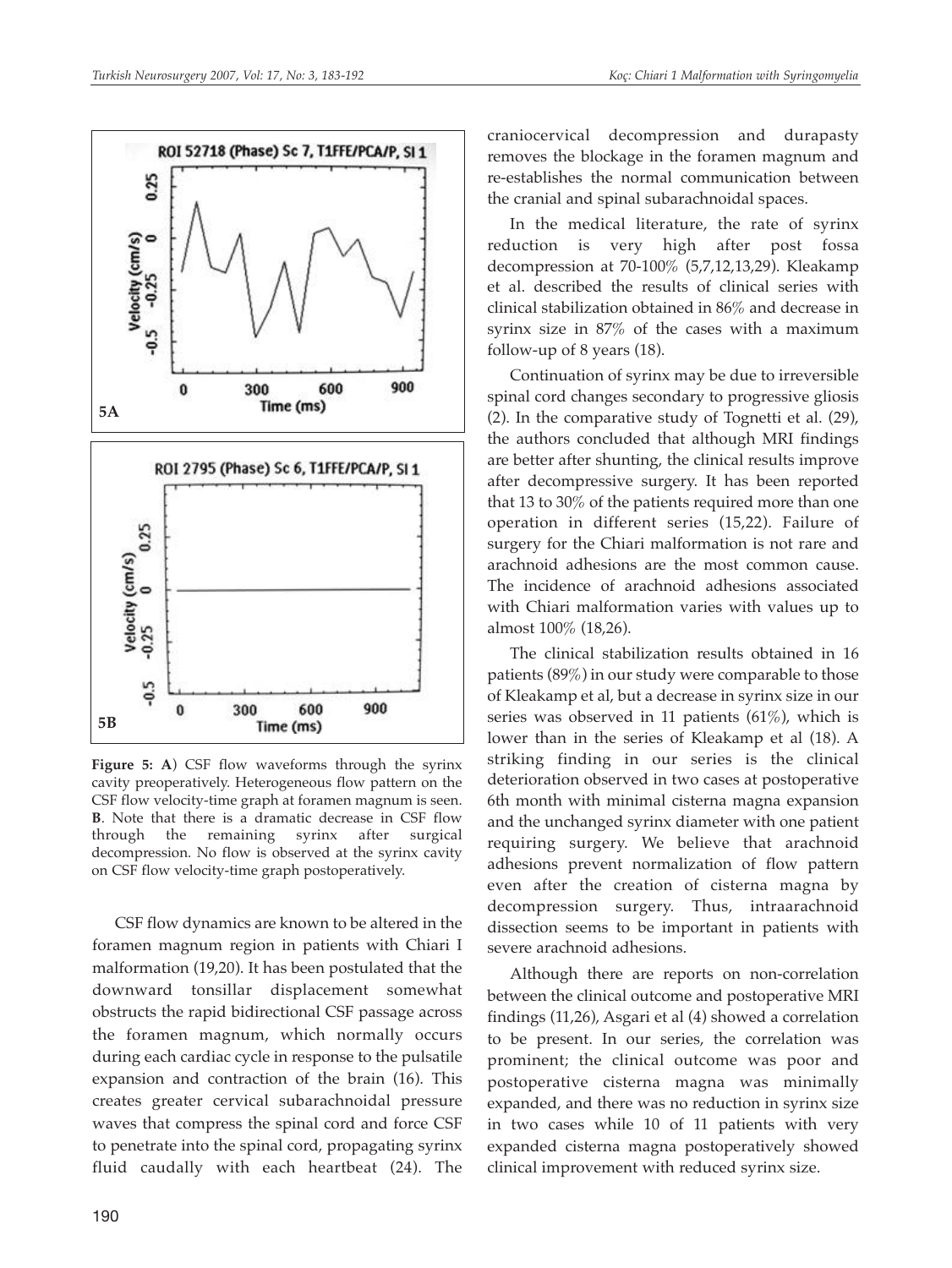**Figure 5: A**) CSF flow waveforms through the syrinx cavity preoperatively. Heterogeneous flow pattern on the CSF flow velocity-time graph at foramen magnum is seen. **B**. Note that there is a dramatic decrease in CSF flow through the remaining syrinx after surgical decompression. No flow is observed at the syrinx cavity on CSF flow velocity-time graph postoperatively.

CSF flow dynamics are known to be altered in the foramen magnum region in patients with Chiari I malformation (19,20). It has been postulated that the downward tonsillar displacement somewhat obstructs the rapid bidirectional CSF passage across the foramen magnum, which normally occurs during each cardiac cycle in response to the pulsatile expansion and contraction of the brain (16). This creates greater cervical subarachnoidal pressure waves that compress the spinal cord and force CSF to penetrate into the spinal cord, propagating syrinx fluid caudally with each heartbeat (24). The craniocervical decompression and durapasty removes the blockage in the foramen magnum and re-establishes the normal communication between the cranial and spinal subarachnoidal spaces.

In the medical literature, the rate of syrinx reduction is very high after post fossa decompression at 70-100% (5,7,12,13,29). Kleakamp et al. described the results of clinical series with clinical stabilization obtained in 86% and decrease in syrinx size in 87% of the cases with a maximum follow-up of 8 years (18).

Continuation of syrinx may be due to irreversible spinal cord changes secondary to progressive gliosis (2). In the comparative study of Tognetti et al. (29), the authors concluded that although MRI findings are better after shunting, the clinical results improve after decompressive surgery. It has been reported that 13 to 30% of the patients required more than one operation in different series (15,22). Failure of surgery for the Chiari malformation is not rare and arachnoid adhesions are the most common cause. The incidence of arachnoid adhesions associated with Chiari malformation varies with values up to almost 100% (18,26).

The clinical stabilization results obtained in 16 patients (89%) in our study were comparable to those of Kleakamp et al, but a decrease in syrinx size in our series was observed in 11 patients (61%), which is lower than in the series of Kleakamp et al (18). A striking finding in our series is the clinical deterioration observed in two cases at postoperative 6th month with minimal cisterna magna expansion and the unchanged syrinx diameter with one patient requiring surgery. We believe that arachnoid adhesions prevent normalization of flow pattern even after the creation of cisterna magna by decompression surgery. Thus, intraarachnoid dissection seems to be important in patients with severe arachnoid adhesions.

Although there are reports on non-correlation between the clinical outcome and postoperative MRI findings (11,26), Asgari et al (4) showed a correlation to be present. In our series, the correlation was prominent; the clinical outcome was poor and postoperative cisterna magna was minimally expanded, and there was no reduction in syrinx size in two cases while 10 of 11 patients with very expanded cisterna magna postoperatively showed clinical improvement with reduced syrinx size.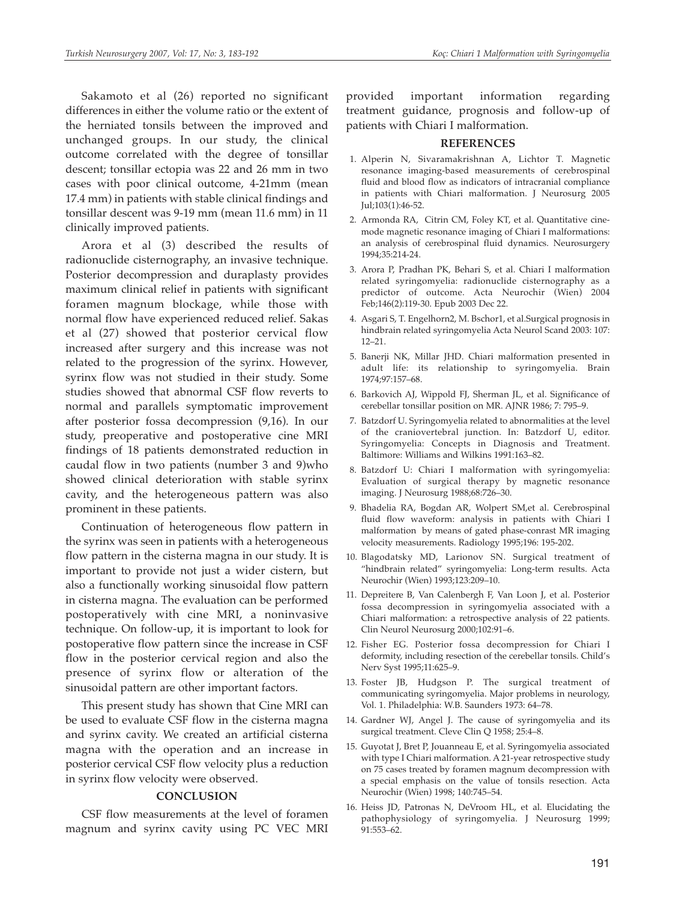Sakamoto et al (26) reported no significant differences in either the volume ratio or the extent of the herniated tonsils between the improved and unchanged groups. In our study, the clinical outcome correlated with the degree of tonsillar descent; tonsillar ectopia was 22 and 26 mm in two cases with poor clinical outcome, 4-21mm (mean 17.4 mm) in patients with stable clinical findings and tonsillar descent was 9-19 mm (mean 11.6 mm) in 11 clinically improved patients.

Arora et al (3) described the results of radionuclide cisternography, an invasive technique. Posterior decompression and duraplasty provides maximum clinical relief in patients with significant foramen magnum blockage, while those with normal flow have experienced reduced relief. Sakas et al (27) showed that posterior cervical flow increased after surgery and this increase was not related to the progression of the syrinx. However, syrinx flow was not studied in their study. Some studies showed that abnormal CSF flow reverts to normal and parallels symptomatic improvement after posterior fossa decompression (9,16). In our study, preoperative and postoperative cine MRI findings of 18 patients demonstrated reduction in caudal flow in two patients (number 3 and 9)who showed clinical deterioration with stable syrinx cavity, and the heterogeneous pattern was also prominent in these patients.

Continuation of heterogeneous flow pattern in the syrinx was seen in patients with a heterogeneous flow pattern in the cisterna magna in our study. It is important to provide not just a wider cistern, but also a functionally working sinusoidal flow pattern in cisterna magna. The evaluation can be performed postoperatively with cine MRI, a noninvasive technique. On follow-up, it is important to look for postoperative flow pattern since the increase in CSF flow in the posterior cervical region and also the presence of syrinx flow or alteration of the sinusoidal pattern are other important factors.

This present study has shown that Cine MRI can be used to evaluate CSF flow in the cisterna magna and syrinx cavity. We created an artificial cisterna magna with the operation and an increase in posterior cervical CSF flow velocity plus a reduction in syrinx flow velocity were observed.

## CONCLUSION

CSF flow measurements at the level of foramen magnum and syrinx cavity using PC VEC MRI provided important information regarding treatment guidance, prognosis and follow-up of patients with Chiari I malformation.

## REFERENCES

1. Alperin N, Sivaramakrishnan A, Lichtor T. Magnetic resonance imaging-based measurements of cerebrospinal fluid and blood flow as indicators of intracranial compliance in patients with Chiari malformation. J Neurosurg 2005 Jul;103(1):46-52.
2. Armonda RA, Citrin CM, Foley KT, et al. Quantitative cine-mode magnetic resonance imaging of Chiari I malformations: an analysis of cerebrospinal fluid dynamics. Neurosurgery 1994;35:214-24.
3. Arora P, Pradhan PK, Behari S, et al. Chiari I malformation related syringomyelia: radionuclide cisternography as a predictor of outcome. Acta Neurochir (Wien) 2004 Feb;146(2):119-30. Epub 2003 Dec 22.
4. Asgari S, T. Engelhorn2, M. Bschor1, et al.Surgical prognosis in hindbrain related syringomyelia Acta Neurol Scand 2003: 107: 12–21.
5. Banerji NK, Millar JHD. Chiari malformation presented in adult life: its relationship to syringomyelia. Brain 1974;97:157–68.
6. Barkovich AJ, Wippold FJ, Sherman JL, et al. Significance of cerebellar tonsillar position on MR. AJNR 1986; 7: 795–9.
7. Batzdorf U. Syringomyelia related to abnormalities at the level of the craniovertebral junction. In: Batzdorf U, editor. Syringomyelia: Concepts in Diagnosis and Treatment. Baltimore: Williams and Wilkins 1991:163–82.
8. Batzdorf U: Chiari I malformation with syringomyelia: Evaluation of surgical therapy by magnetic resonance imaging. J Neurosurg 1988;68:726–30.
9. Bhadelia RA, Bogdan AR, Wolpert SM,et al. Cerebrospinal fluid flow waveform: analysis in patients with Chiari I malformation by means of gated phase-conrast MR imaging velocity measurements. Radiology 1995;196: 195-202.
10. Blagodatsky MD, Larionov SN. Surgical treatment of "hindbrain related" syringomyelia: Long-term results. Acta Neurochir (Wien) 1993;123:209–10.
11. Depreitere B, Van Calenbergh F, Van Loon J, et al. Posterior fossa decompression in syringomyelia associated with a Chiari malformation: a retrospective analysis of 22 patients. Clin Neurol Neurosurg 2000;102:91–6.
12. Fisher EG. Posterior fossa decompression for Chiari I deformity, including resection of the cerebellar tonsils. Child's Nerv Syst 1995;11:625–9.
13. Foster JB, Hudgson P. The surgical treatment of communicating syringomyelia. Major problems in neurology, Vol. 1. Philadelphia: W.B. Saunders 1973: 64–78.
14. Gardner WJ, Angel J. The cause of syringomyelia and its surgical treatment. Cleve Clin Q 1958; 25:4–8.
15. Guyotat J, Bret P, Jouanneau E, et al. Syringomyelia associated with type I Chiari malformation. A 21-year retrospective study on 75 cases treated by foramen magnum decompression with a special emphasis on the value of tonsils resection. Acta Neurochir (Wien) 1998; 140:745–54.
16. Heiss JD, Patronas N, DeVroom HL, et al. Elucidating the pathophysiology of syringomyelia. J Neurosurg 1999; 91:553–62.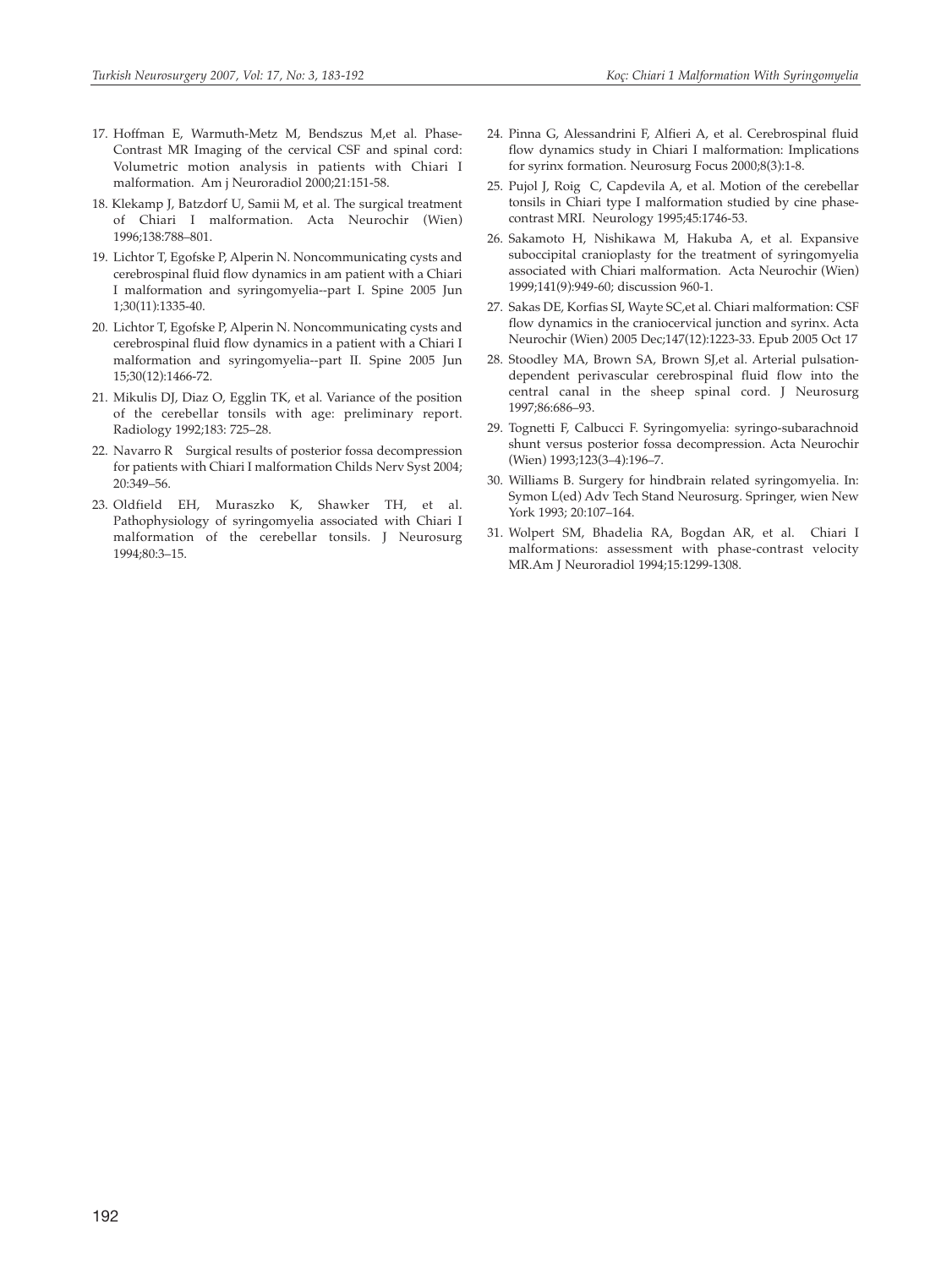17. Hoffman E, Warmuth-Metz M, Bendszus M,et al. Phase-Contrast MR Imaging of the cervical CSF and spinal cord: Volumetric motion analysis in patients with Chiari I malformation. Am j Neuroradiol 2000;21:151-58.
18. Klekamp J, Batzdorf U, Samii M, et al. The surgical treatment of Chiari I malformation. Acta Neurochir (Wien) 1996;138:788–801.
19. Lichtor T, Egofske P, Alperin N. Noncommunicating cysts and cerebrospinal fluid flow dynamics in am patient with a Chiari I malformation and syringomyelia--part I. Spine 2005 Jun 1;30(11):1335-40.
20. Lichtor T, Egofske P, Alperin N. Noncommunicating cysts and cerebrospinal fluid flow dynamics in a patient with a Chiari I malformation and syringomyelia--part II. Spine 2005 Jun 15;30(12):1466-72.
21. Mikulis DJ, Diaz O, Egglin TK, et al. Variance of the position of the cerebellar tonsils with age: preliminary report. Radiology 1992;183: 725–28.
22. Navarro R Surgical results of posterior fossa decompression for patients with Chiari I malformation Childs Nerv Syst 2004; 20:349–56.
23. Oldfield EH, Muraszko K, Shawker TH, et al. Pathophysiology of syringomyelia associated with Chiari I malformation of the cerebellar tonsils. J Neurosurg 1994;80:3–15.
24. Pinna G, Alessandrini F, Alfieri A, et al. Cerebrospinal fluid flow dynamics study in Chiari I malformation: Implications for syrinx formation. Neurosurg Focus 2000;8(3):1-8.
25. Pujol J, Roig C, Capdevila A, et al. Motion of the cerebellar tonsils in Chiari type I malformation studied by cine phase-contrast MRI. Neurology 1995;45:1746-53.
26. Sakamoto H, Nishikawa M, Hakuba A, et al. Expansive suboccipital cranioplasty for the treatment of syringomyelia associated with Chiari malformation. Acta Neurochir (Wien) 1999;141(9):949-60; discussion 960-1.
27. Sakas DE, Korfias SI, Wayte SC,et al. Chiari malformation: CSF flow dynamics in the craniocervical junction and syrinx. Acta Neurochir (Wien) 2005 Dec;147(12):1223-33. Epub 2005 Oct 17
28. Stoodley MA, Brown SA, Brown SJ,et al. Arterial pulsation-dependent perivascular cerebrospinal fluid flow into the central canal in the sheep spinal cord. J Neurosurg 1997;86:686–93.
29. Tognetti F, Calbucci F. Syringomyelia: syringo-subarachnoid shunt versus posterior fossa decompression. Acta Neurochir (Wien) 1993;123(3–4):196–7.
30. Williams B. Surgery for hindbrain related syringomyelia. In: Symon L(ed) Adv Tech Stand Neurosurg. Springer, wien New York 1993; 20:107–164.
31. Wolpert SM, Bhadelia RA, Bogdan AR, et al. Chiari I malformations: assessment with phase-contrast velocity MR.Am J Neuroradiol 1994;15:1299-1308.